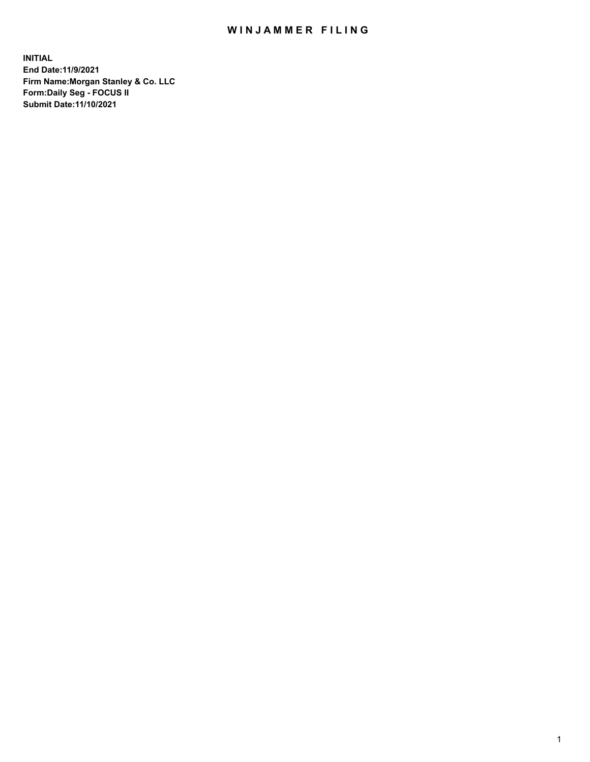# WINJAMMER FILING

**INITIAL**
**End Date:11/9/2021**
**Firm Name:Morgan Stanley & Co. LLC**
**Form:Daily Seg - FOCUS II**
**Submit Date:11/10/2021**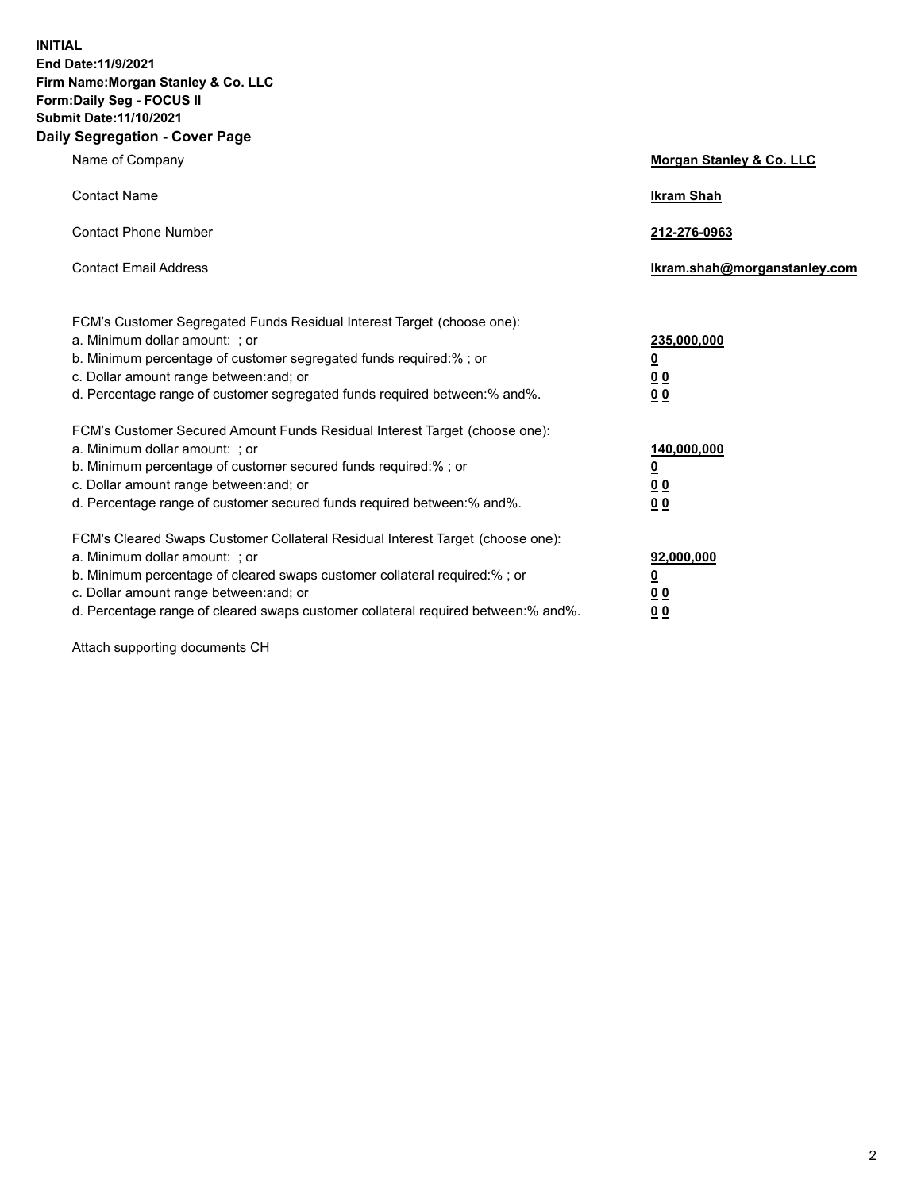**INITIAL**
**End Date:11/9/2021**
**Firm Name:Morgan Stanley & Co. LLC**
**Form:Daily Seg - FOCUS II**
**Submit Date:11/10/2021**

## Daily Segregation - Cover Page

| | |
|---|---|
| Name of Company | **Morgan Stanley & Co. LLC** |
| Contact Name | **Ikram Shah** |
| Contact Phone Number | **212-276-0963** |
| Contact Email Address | **Ikram.shah@morganstanley.com** |

| | |
|---|---|
| FCM's Customer Segregated Funds Residual Interest Target (choose one): | |
| a. Minimum dollar amount: ; or | **235,000,000** |
| b. Minimum percentage of customer segregated funds required:% ; or | **0** |
| c. Dollar amount range between:and; or | **0 0** |
| d. Percentage range of customer segregated funds required between:% and%. | **0 0** |
| FCM's Customer Secured Amount Funds Residual Interest Target (choose one): | |
| a. Minimum dollar amount: ; or | **140,000,000** |
| b. Minimum percentage of customer secured funds required:% ; or | **0** |
| c. Dollar amount range between:and; or | **0 0** |
| d. Percentage range of customer secured funds required between:% and%. | **0 0** |
| FCM's Cleared Swaps Customer Collateral Residual Interest Target (choose one): | |
| a. Minimum dollar amount: ; or | **92,000,000** |
| b. Minimum percentage of cleared swaps customer collateral required:% ; or | **0** |
| c. Dollar amount range between:and; or | **0 0** |
| d. Percentage range of cleared swaps customer collateral required between:% and%. | **0 0** |

Attach supporting documents CH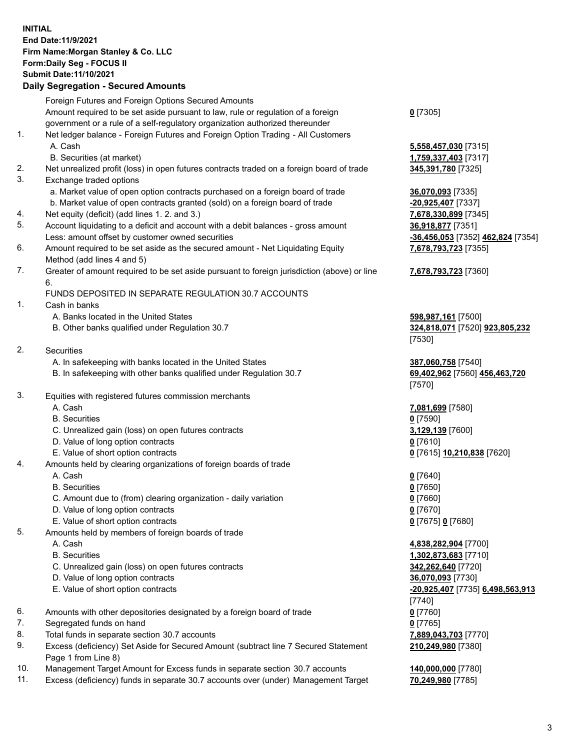**INITIAL**
**End Date:11/9/2021**
**Firm Name:Morgan Stanley & Co. LLC**
**Form:Daily Seg - FOCUS II**
**Submit Date:11/10/2021**

## Daily Segregation - Secured Amounts

| | | |
|---|---|---|
| | Foreign Futures and Foreign Options Secured Amounts | |
| | Amount required to be set aside pursuant to law, rule or regulation of a foreign government or a rule of a self-regulatory organization authorized thereunder | **0** [7305] |
| 1. | Net ledger balance - Foreign Futures and Foreign Option Trading - All Customers | |
| | A. Cash | **5,558,457,030** [7315] |
| | B. Securities (at market) | **1,759,337,403** [7317] |
| 2. | Net unrealized profit (loss) in open futures contracts traded on a foreign board of trade | **345,391,780** [7325] |
| 3. | Exchange traded options | |
| | a. Market value of open option contracts purchased on a foreign board of trade | **36,070,093** [7335] |
| | b. Market value of open contracts granted (sold) on a foreign board of trade | **-20,925,407** [7337] |
| 4. | Net equity (deficit) (add lines 1. 2. and 3.) | **7,678,330,899** [7345] |
| 5. | Account liquidating to a deficit and account with a debit balances - gross amount | **36,918,877** [7351] |
| | Less: amount offset by customer owned securities | **-36,456,053** [7352] **462,824** [7354] |
| 6. | Amount required to be set aside as the secured amount - Net Liquidating Equity Method (add lines 4 and 5) | **7,678,793,723** [7355] |
| 7. | Greater of amount required to be set aside pursuant to foreign jurisdiction (above) or line 6. | **7,678,793,723** [7360] |
| | FUNDS DEPOSITED IN SEPARATE REGULATION 30.7 ACCOUNTS | |
| 1. | Cash in banks | |
| | A. Banks located in the United States | **598,987,161** [7500] |
| | B. Other banks qualified under Regulation 30.7 | **324,818,071** [7520] **923,805,232** [7530] |
| 2. | Securities | |
| | A. In safekeeping with banks located in the United States | **387,060,758** [7540] |
| | B. In safekeeping with other banks qualified under Regulation 30.7 | **69,402,962** [7560] **456,463,720** [7570] |
| 3. | Equities with registered futures commission merchants | |
| | A. Cash | **7,081,699** [7580] |
| | B. Securities | **0** [7590] |
| | C. Unrealized gain (loss) on open futures contracts | **3,129,139** [7600] |
| | D. Value of long option contracts | **0** [7610] |
| | E. Value of short option contracts | **0** [7615] **10,210,838** [7620] |
| 4. | Amounts held by clearing organizations of foreign boards of trade | |
| | A. Cash | **0** [7640] |
| | B. Securities | **0** [7650] |
| | C. Amount due to (from) clearing organization - daily variation | **0** [7660] |
| | D. Value of long option contracts | **0** [7670] |
| | E. Value of short option contracts | **0** [7675] **0** [7680] |
| 5. | Amounts held by members of foreign boards of trade | |
| | A. Cash | **4,838,282,904** [7700] |
| | B. Securities | **1,302,873,683** [7710] |
| | C. Unrealized gain (loss) on open futures contracts | **342,262,640** [7720] |
| | D. Value of long option contracts | **36,070,093** [7730] |
| | E. Value of short option contracts | **-20,925,407** [7735] **6,498,563,913** [7740] |
| 6. | Amounts with other depositories designated by a foreign board of trade | **0** [7760] |
| 7. | Segregated funds on hand | **0** [7765] |
| 8. | Total funds in separate section 30.7 accounts | **7,889,043,703** [7770] |
| 9. | Excess (deficiency) Set Aside for Secured Amount (subtract line 7 Secured Statement Page 1 from Line 8) | **210,249,980** [7380] |
| 10. | Management Target Amount for Excess funds in separate section 30.7 accounts | **140,000,000** [7780] |
| 11. | Excess (deficiency) funds in separate 30.7 accounts over (under) Management Target | **70,249,980** [7785] |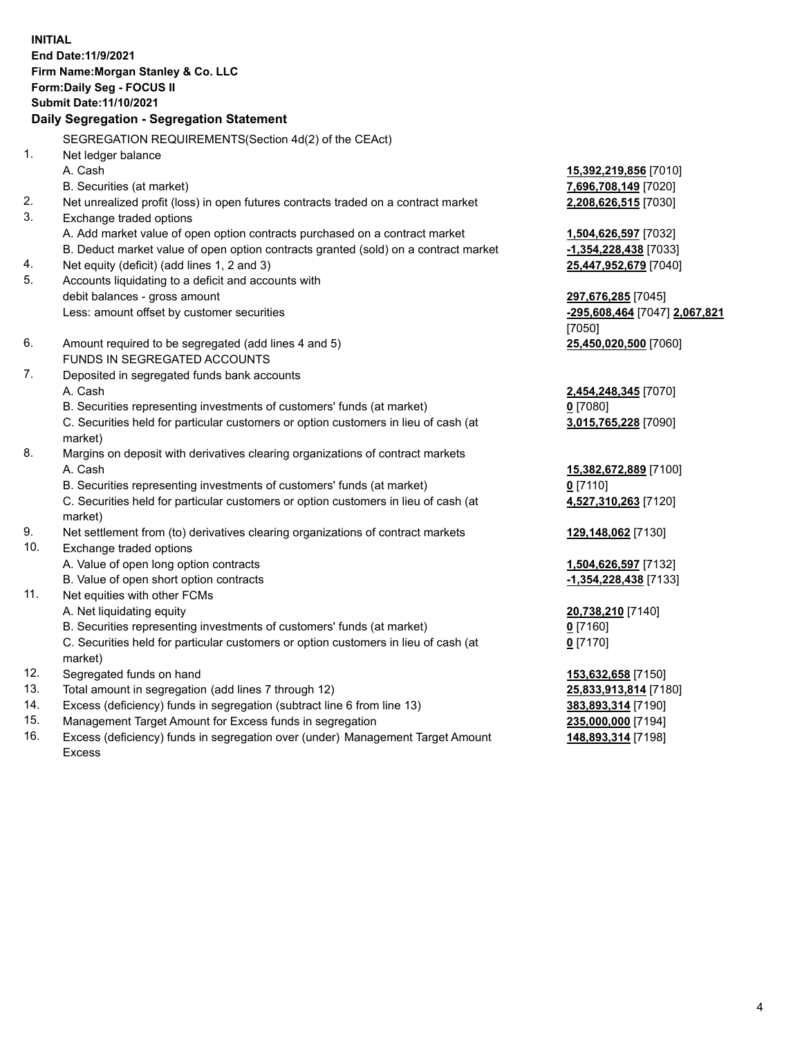**INITIAL**
**End Date:11/9/2021**
**Firm Name:Morgan Stanley & Co. LLC**
**Form:Daily Seg - FOCUS II**
**Submit Date:11/10/2021**

## Daily Segregation - Segregation Statement

SEGREGATION REQUIREMENTS(Section 4d(2) of the CEAct)

| | | |
|---|---|---|
| 1. | Net ledger balance | |
| | A. Cash | **15,392,219,856** [7010] |
| | B. Securities (at market) | **7,696,708,149** [7020] |
| 2. | Net unrealized profit (loss) in open futures contracts traded on a contract market | **2,208,626,515** [7030] |
| 3. | Exchange traded options | |
| | A. Add market value of open option contracts purchased on a contract market | **1,504,626,597** [7032] |
| | B. Deduct market value of open option contracts granted (sold) on a contract market | **-1,354,228,438** [7033] |
| 4. | Net equity (deficit) (add lines 1, 2 and 3) | **25,447,952,679** [7040] |
| 5. | Accounts liquidating to a deficit and accounts with debit balances - gross amount | **297,676,285** [7045] |
| | Less: amount offset by customer securities | **-295,608,464** [7047] **2,067,821** [7050] |
| 6. | Amount required to be segregated (add lines 4 and 5) | **25,450,020,500** [7060] |
| | FUNDS IN SEGREGATED ACCOUNTS | |
| 7. | Deposited in segregated funds bank accounts | |
| | A. Cash | **2,454,248,345** [7070] |
| | B. Securities representing investments of customers' funds (at market) | **0** [7080] |
| | C. Securities held for particular customers or option customers in lieu of cash (at market) | **3,015,765,228** [7090] |
| 8. | Margins on deposit with derivatives clearing organizations of contract markets | |
| | A. Cash | **15,382,672,889** [7100] |
| | B. Securities representing investments of customers' funds (at market) | **0** [7110] |
| | C. Securities held for particular customers or option customers in lieu of cash (at market) | **4,527,310,263** [7120] |
| 9. | Net settlement from (to) derivatives clearing organizations of contract markets | **129,148,062** [7130] |
| 10. | Exchange traded options | |
| | A. Value of open long option contracts | **1,504,626,597** [7132] |
| | B. Value of open short option contracts | **-1,354,228,438** [7133] |
| 11. | Net equities with other FCMs | |
| | A. Net liquidating equity | **20,738,210** [7140] |
| | B. Securities representing investments of customers' funds (at market) | **0** [7160] |
| | C. Securities held for particular customers or option customers in lieu of cash (at market) | **0** [7170] |
| 12. | Segregated funds on hand | **153,632,658** [7150] |
| 13. | Total amount in segregation (add lines 7 through 12) | **25,833,913,814** [7180] |
| 14. | Excess (deficiency) funds in segregation (subtract line 6 from line 13) | **383,893,314** [7190] |
| 15. | Management Target Amount for Excess funds in segregation | **235,000,000** [7194] |
| 16. | Excess (deficiency) funds in segregation over (under) Management Target Amount Excess | **148,893,314** [7198] |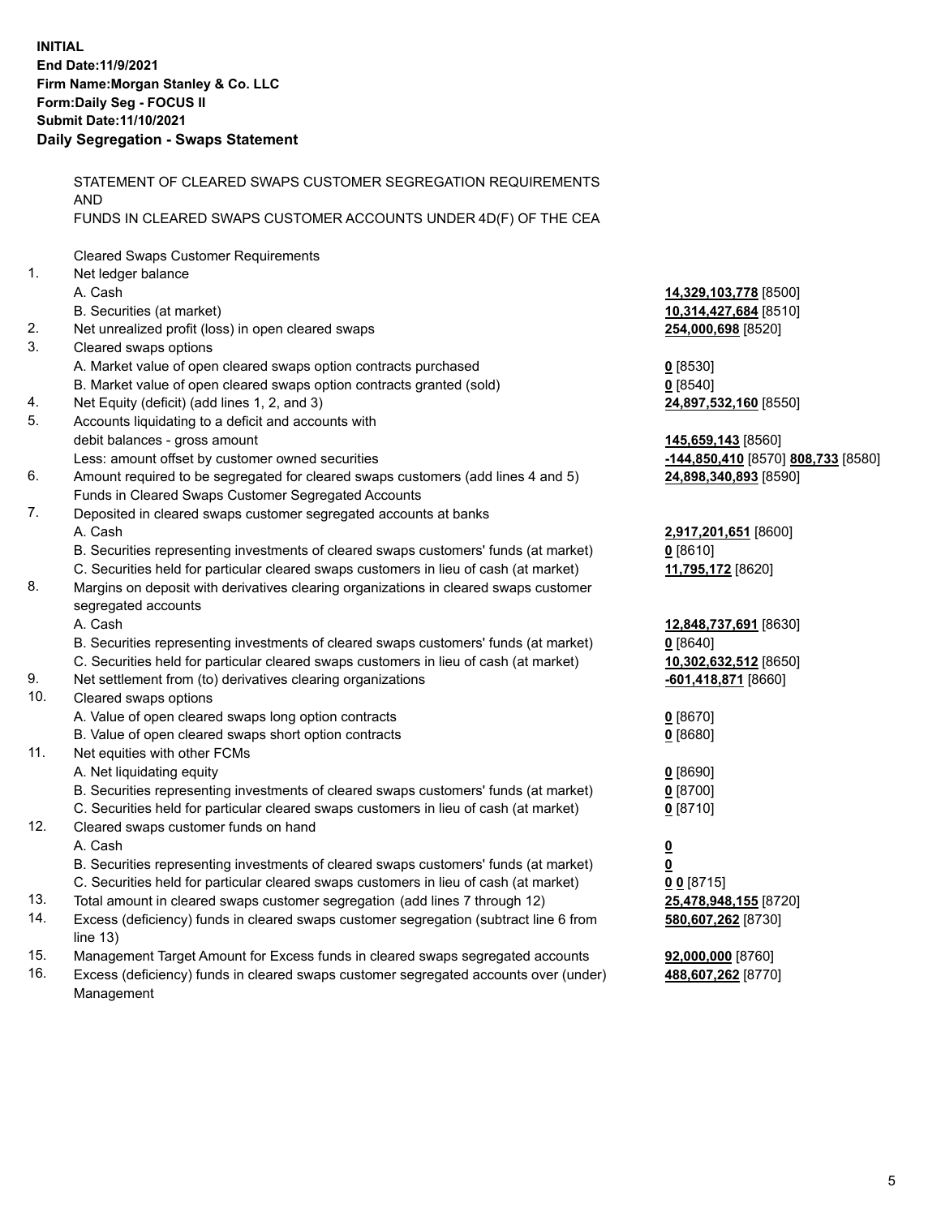**INITIAL**
**End Date:11/9/2021**
**Firm Name:Morgan Stanley & Co. LLC**
**Form:Daily Seg - FOCUS II**
**Submit Date:11/10/2021**
**Daily Segregation - Swaps Statement**

STATEMENT OF CLEARED SWAPS CUSTOMER SEGREGATION REQUIREMENTS AND FUNDS IN CLEARED SWAPS CUSTOMER ACCOUNTS UNDER 4D(F) OF THE CEA

| | | |
|---|---|---|
| | Cleared Swaps Customer Requirements | |
| 1. | Net ledger balance | |
| | A. Cash | **14,329,103,778** [8500] |
| | B. Securities (at market) | **10,314,427,684** [8510] |
| 2. | Net unrealized profit (loss) in open cleared swaps | **254,000,698** [8520] |
| 3. | Cleared swaps options | |
| | A. Market value of open cleared swaps option contracts purchased | **0** [8530] |
| | B. Market value of open cleared swaps option contracts granted (sold) | **0** [8540] |
| 4. | Net Equity (deficit) (add lines 1, 2, and 3) | **24,897,532,160** [8550] |
| 5. | Accounts liquidating to a deficit and accounts with debit balances - gross amount | **145,659,143** [8560] |
| | Less: amount offset by customer owned securities | **-144,850,410** [8570] **808,733** [8580] |
| 6. | Amount required to be segregated for cleared swaps customers (add lines 4 and 5) | **24,898,340,893** [8590] |
| | Funds in Cleared Swaps Customer Segregated Accounts | |
| 7. | Deposited in cleared swaps customer segregated accounts at banks | |
| | A. Cash | **2,917,201,651** [8600] |
| | B. Securities representing investments of cleared swaps customers' funds (at market) | **0** [8610] |
| | C. Securities held for particular cleared swaps customers in lieu of cash (at market) | **11,795,172** [8620] |
| 8. | Margins on deposit with derivatives clearing organizations in cleared swaps customer segregated accounts | |
| | A. Cash | **12,848,737,691** [8630] |
| | B. Securities representing investments of cleared swaps customers' funds (at market) | **0** [8640] |
| | C. Securities held for particular cleared swaps customers in lieu of cash (at market) | **10,302,632,512** [8650] |
| 9. | Net settlement from (to) derivatives clearing organizations | **-601,418,871** [8660] |
| 10. | Cleared swaps options | |
| | A. Value of open cleared swaps long option contracts | **0** [8670] |
| | B. Value of open cleared swaps short option contracts | **0** [8680] |
| 11. | Net equities with other FCMs | |
| | A. Net liquidating equity | **0** [8690] |
| | B. Securities representing investments of cleared swaps customers' funds (at market) | **0** [8700] |
| | C. Securities held for particular cleared swaps customers in lieu of cash (at market) | **0** [8710] |
| 12. | Cleared swaps customer funds on hand | |
| | A. Cash | **0** |
| | B. Securities representing investments of cleared swaps customers' funds (at market) | **0** |
| | C. Securities held for particular cleared swaps customers in lieu of cash (at market) | **0** **0** [8715] |
| 13. | Total amount in cleared swaps customer segregation (add lines 7 through 12) | **25,478,948,155** [8720] |
| 14. | Excess (deficiency) funds in cleared swaps customer segregation (subtract line 6 from line 13) | **580,607,262** [8730] |
| 15. | Management Target Amount for Excess funds in cleared swaps segregated accounts | **92,000,000** [8760] |
| 16. | Excess (deficiency) funds in cleared swaps customer segregated accounts over (under) Management | **488,607,262** [8770] |